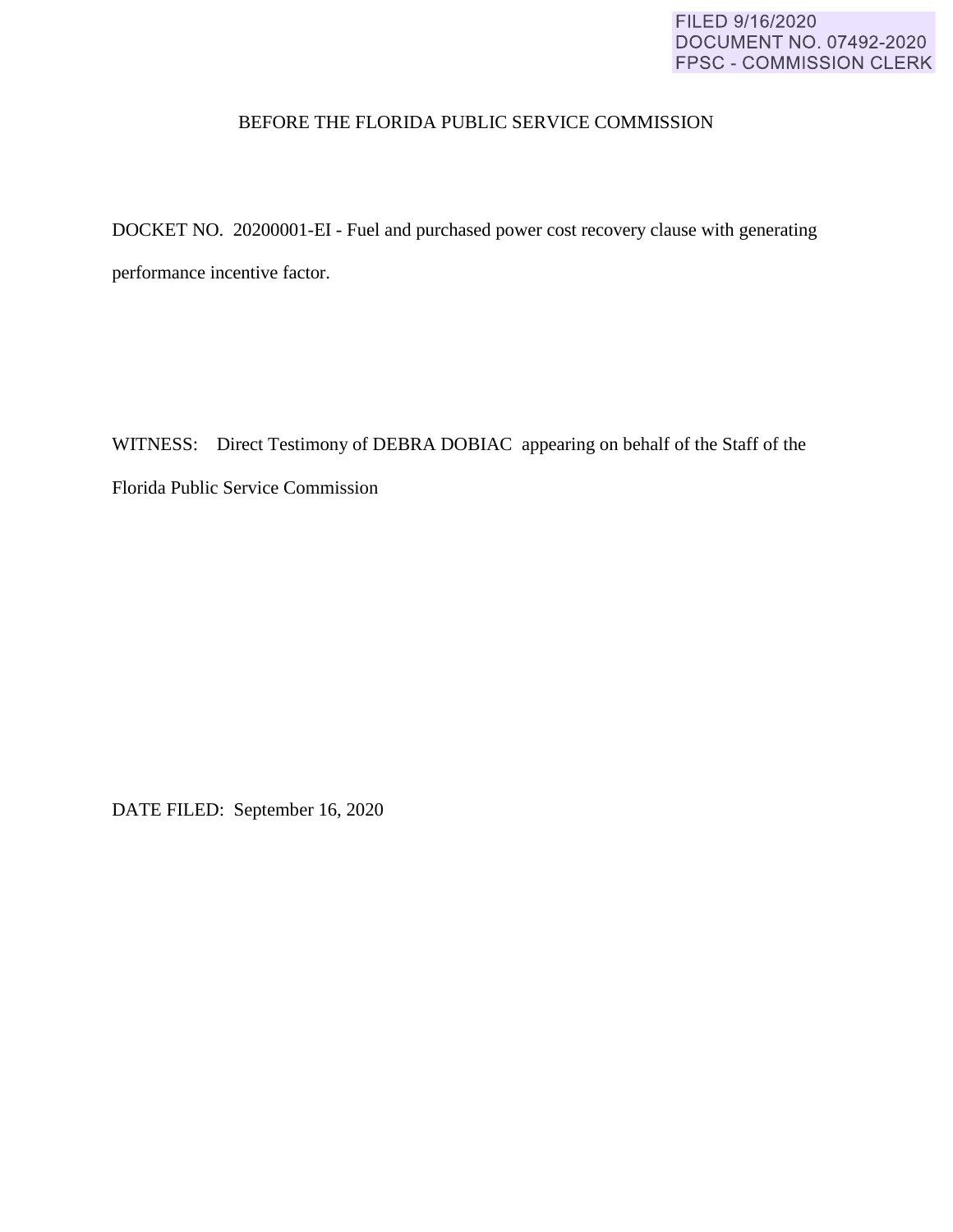FILED 9/16/2020
DOCUMENT NO. 07492-2020
FPSC - COMMISSION CLERK

BEFORE THE FLORIDA PUBLIC SERVICE COMMISSION

DOCKET NO. 20200001-EI - Fuel and purchased power cost recovery clause with generating performance incentive factor.

WITNESS: Direct Testimony of DEBRA DOBIAC appearing on behalf of the Staff of the Florida Public Service Commission

DATE FILED: September 16, 2020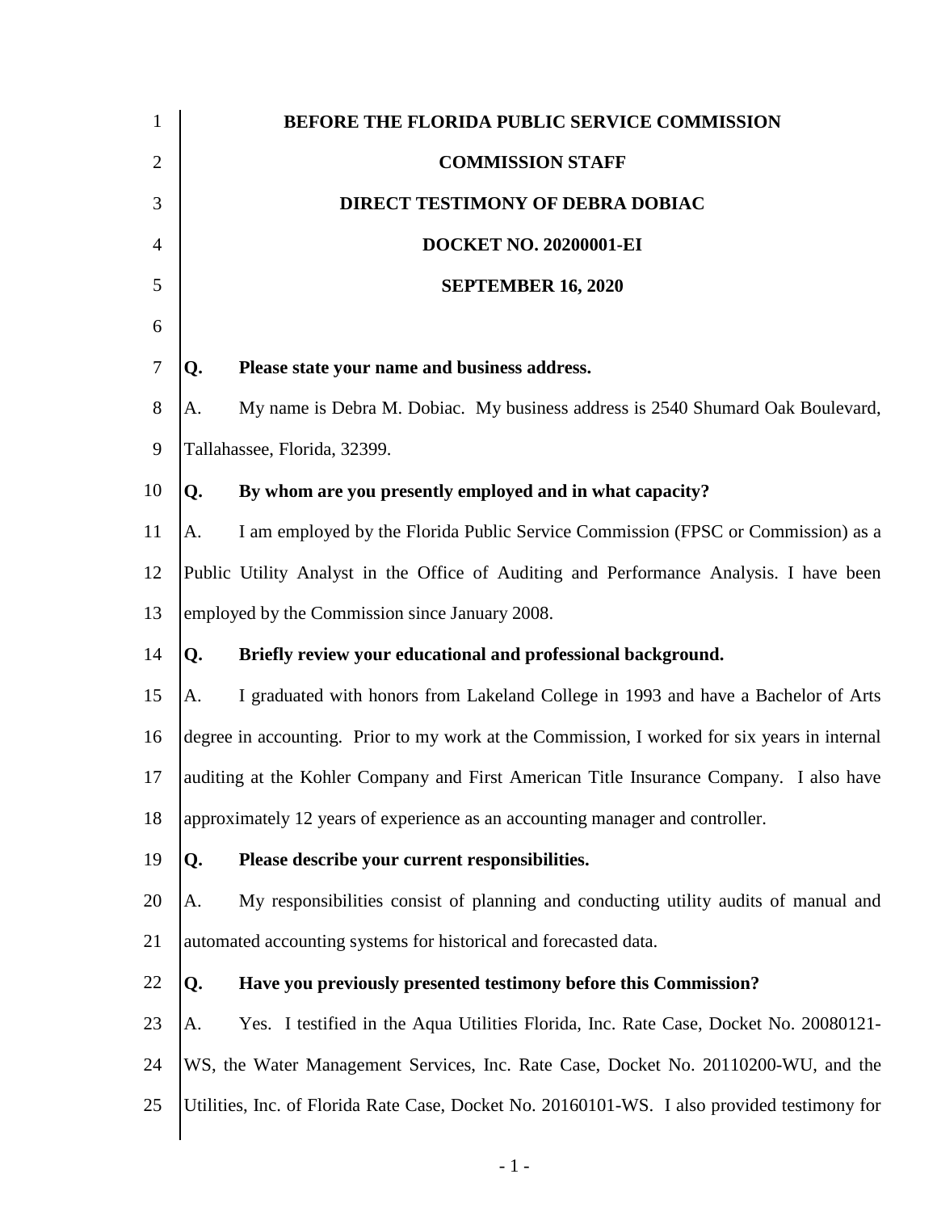**BEFORE THE FLORIDA PUBLIC SERVICE COMMISSION**

**COMMISSION STAFF**

**DIRECT TESTIMONY OF DEBRA DOBIAC**

**DOCKET NO. 20200001-EI**

**SEPTEMBER 16, 2020**

**Q. Please state your name and business address.**

A. My name is Debra M. Dobiac. My business address is 2540 Shumard Oak Boulevard, Tallahassee, Florida, 32399.

**Q. By whom are you presently employed and in what capacity?**

A. I am employed by the Florida Public Service Commission (FPSC or Commission) as a Public Utility Analyst in the Office of Auditing and Performance Analysis. I have been employed by the Commission since January 2008.

**Q. Briefly review your educational and professional background.**

A. I graduated with honors from Lakeland College in 1993 and have a Bachelor of Arts degree in accounting. Prior to my work at the Commission, I worked for six years in internal auditing at the Kohler Company and First American Title Insurance Company. I also have approximately 12 years of experience as an accounting manager and controller.

**Q. Please describe your current responsibilities.**

A. My responsibilities consist of planning and conducting utility audits of manual and automated accounting systems for historical and forecasted data.

**Q. Have you previously presented testimony before this Commission?**

A. Yes. I testified in the Aqua Utilities Florida, Inc. Rate Case, Docket No. 20080121-WS, the Water Management Services, Inc. Rate Case, Docket No. 20110200-WU, and the Utilities, Inc. of Florida Rate Case, Docket No. 20160101-WS. I also provided testimony for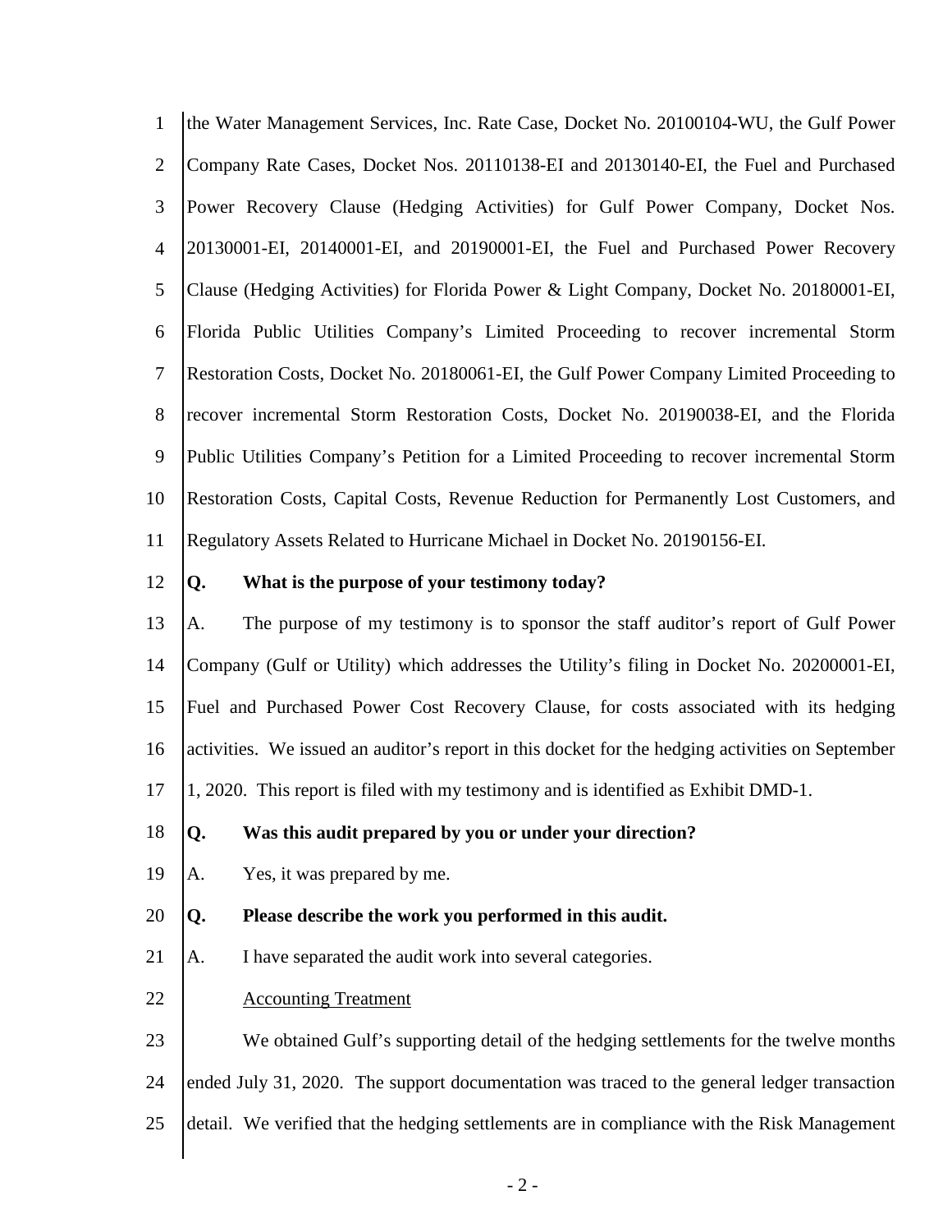the Water Management Services, Inc. Rate Case, Docket No. 20100104-WU, the Gulf Power Company Rate Cases, Docket Nos. 20110138-EI and 20130140-EI, the Fuel and Purchased Power Recovery Clause (Hedging Activities) for Gulf Power Company, Docket Nos. 20130001-EI, 20140001-EI, and 20190001-EI, the Fuel and Purchased Power Recovery Clause (Hedging Activities) for Florida Power & Light Company, Docket No. 20180001-EI, Florida Public Utilities Company's Limited Proceeding to recover incremental Storm Restoration Costs, Docket No. 20180061-EI, the Gulf Power Company Limited Proceeding to recover incremental Storm Restoration Costs, Docket No. 20190038-EI, and the Florida Public Utilities Company's Petition for a Limited Proceeding to recover incremental Storm Restoration Costs, Capital Costs, Revenue Reduction for Permanently Lost Customers, and Regulatory Assets Related to Hurricane Michael in Docket No. 20190156-EI.

**Q. What is the purpose of your testimony today?**

A. The purpose of my testimony is to sponsor the staff auditor's report of Gulf Power Company (Gulf or Utility) which addresses the Utility's filing in Docket No. 20200001-EI, Fuel and Purchased Power Cost Recovery Clause, for costs associated with its hedging activities. We issued an auditor's report in this docket for the hedging activities on September 1, 2020. This report is filed with my testimony and is identified as Exhibit DMD-1.

**Q. Was this audit prepared by you or under your direction?**

A. Yes, it was prepared by me.

**Q. Please describe the work you performed in this audit.**

A. I have separated the audit work into several categories.

Accounting Treatment

We obtained Gulf's supporting detail of the hedging settlements for the twelve months ended July 31, 2020. The support documentation was traced to the general ledger transaction detail. We verified that the hedging settlements are in compliance with the Risk Management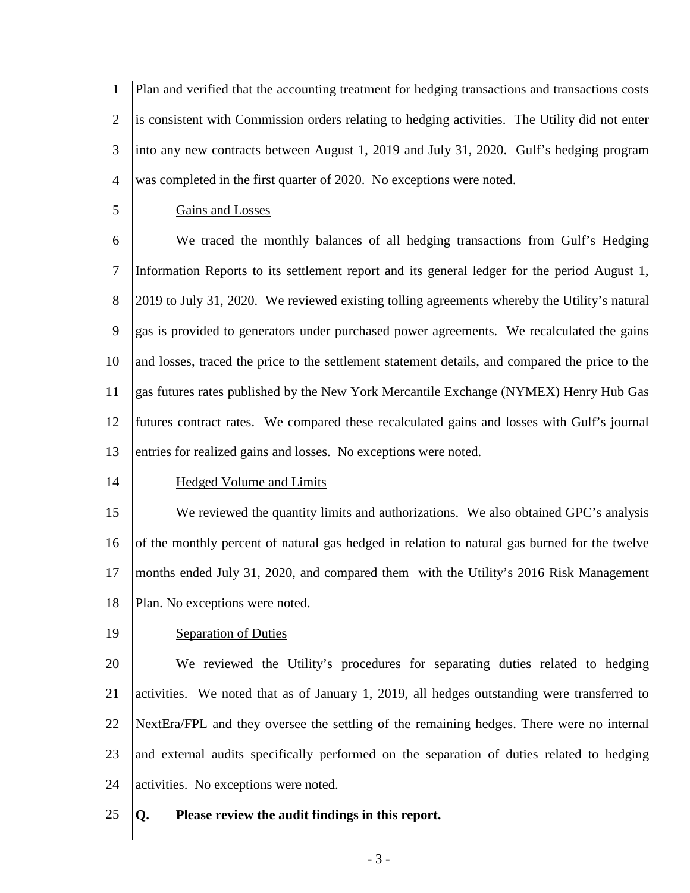Plan and verified that the accounting treatment for hedging transactions and transactions costs is consistent with Commission orders relating to hedging activities. The Utility did not enter into any new contracts between August 1, 2019 and July 31, 2020. Gulf's hedging program was completed in the first quarter of 2020. No exceptions were noted.

Gains and Losses

We traced the monthly balances of all hedging transactions from Gulf's Hedging Information Reports to its settlement report and its general ledger for the period August 1, 2019 to July 31, 2020. We reviewed existing tolling agreements whereby the Utility's natural gas is provided to generators under purchased power agreements. We recalculated the gains and losses, traced the price to the settlement statement details, and compared the price to the gas futures rates published by the New York Mercantile Exchange (NYMEX) Henry Hub Gas futures contract rates. We compared these recalculated gains and losses with Gulf's journal entries for realized gains and losses. No exceptions were noted.

Hedged Volume and Limits

We reviewed the quantity limits and authorizations. We also obtained GPC's analysis of the monthly percent of natural gas hedged in relation to natural gas burned for the twelve months ended July 31, 2020, and compared them with the Utility's 2016 Risk Management Plan. No exceptions were noted.

Separation of Duties

We reviewed the Utility's procedures for separating duties related to hedging activities. We noted that as of January 1, 2019, all hedges outstanding were transferred to NextEra/FPL and they oversee the settling of the remaining hedges. There were no internal and external audits specifically performed on the separation of duties related to hedging activities. No exceptions were noted.

**Q. Please review the audit findings in this report.**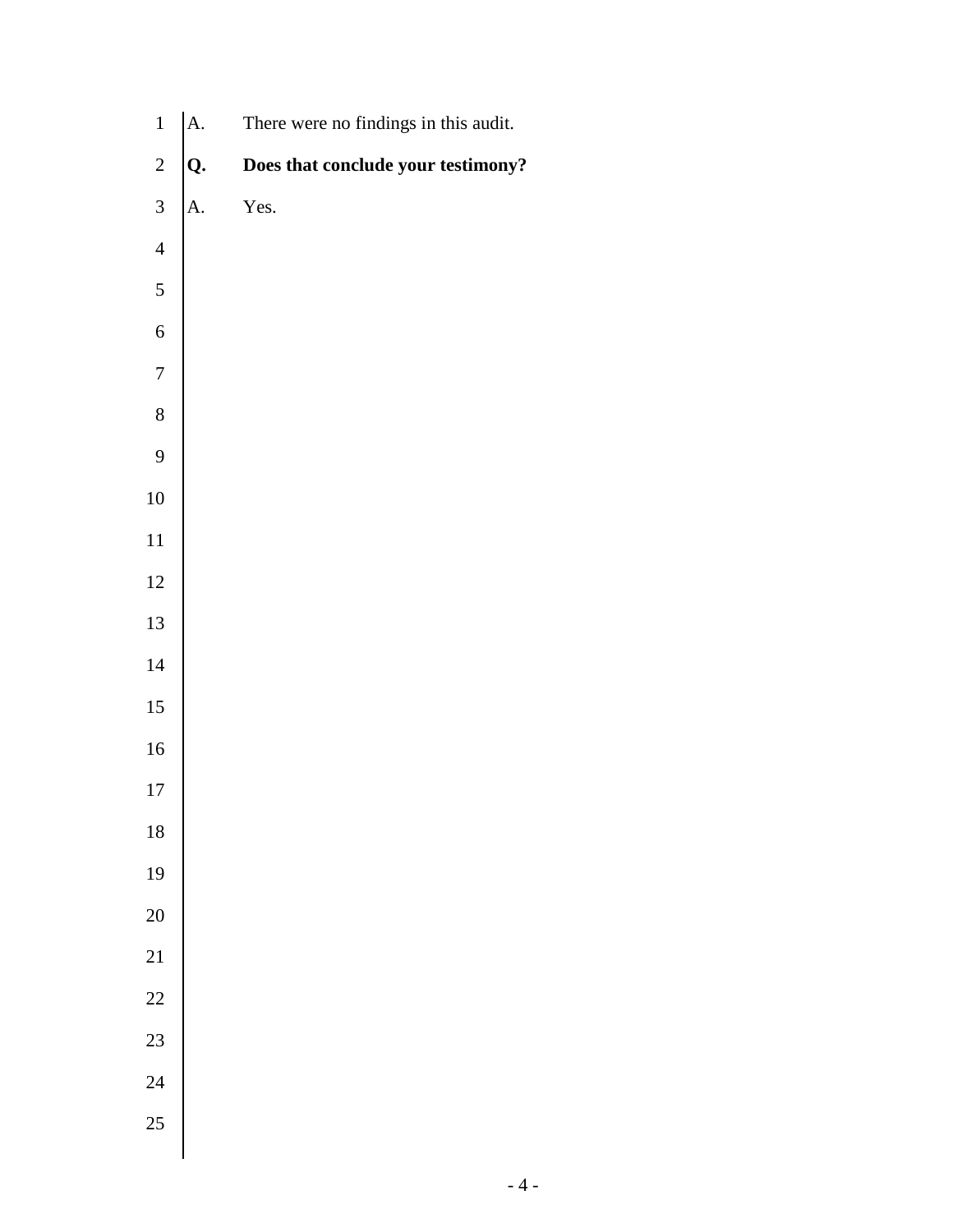A. There were no findings in this audit.

**Q. Does that conclude your testimony?**

A. Yes.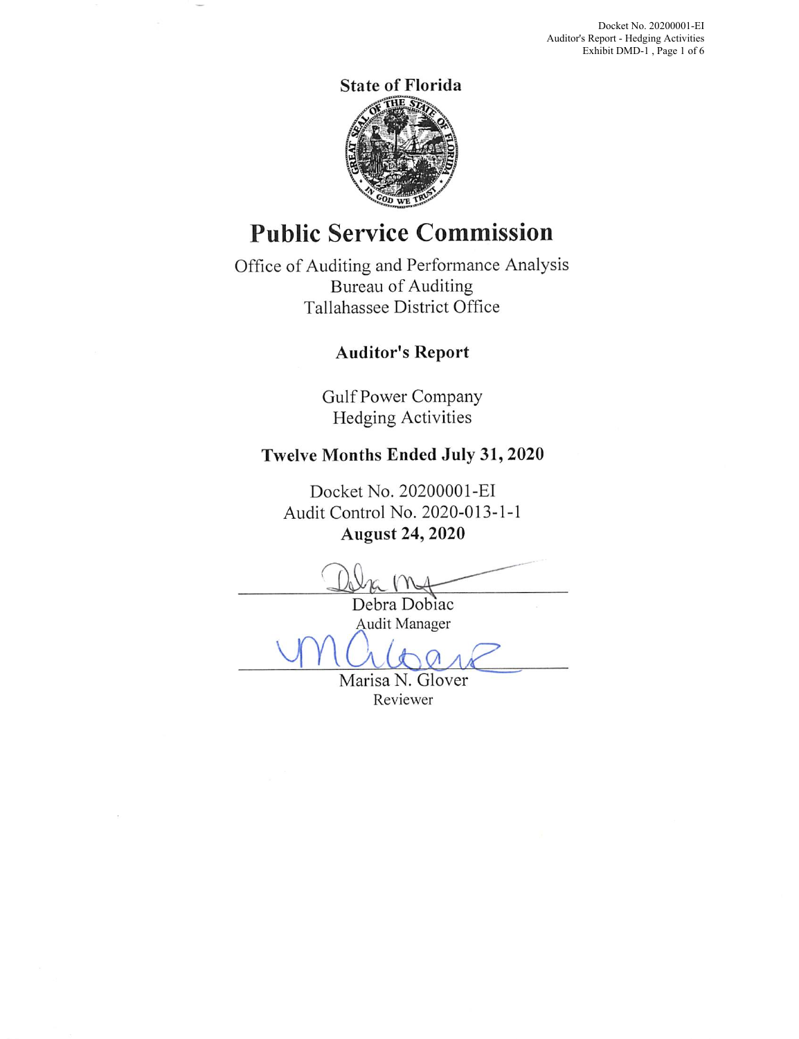# State of Florida

# Public Service Commission

Office of Auditing and Performance Analysis
Bureau of Auditing
Tallahassee District Office

## Auditor's Report

Gulf Power Company
Hedging Activities

**Twelve Months Ended July 31, 2020**

Docket No. 20200001-EI
Audit Control No. 2020-013-1-1
**August 24, 2020**

Debra Dobiac
Audit Manager

Marisa N. Glover
Reviewer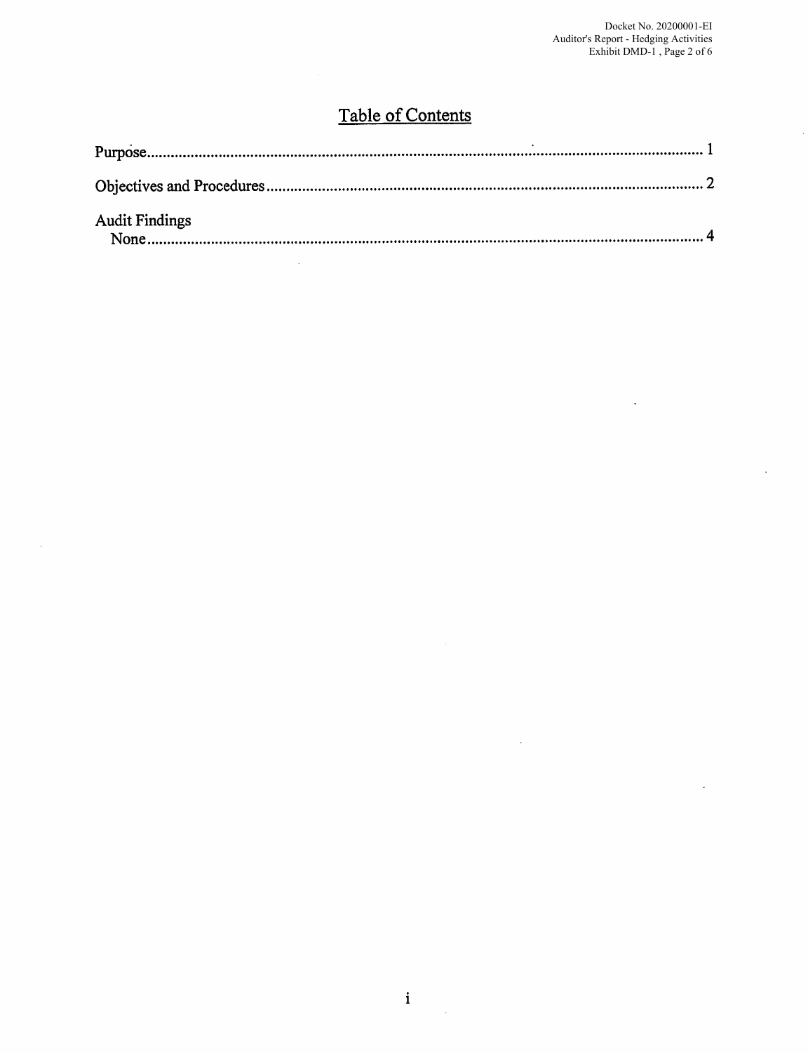# Table of Contents

Purpose............................................................................................................................................. 1

Objectives and Procedures.............................................................................................................. 2

Audit Findings
  None................................................................................................................................................ 4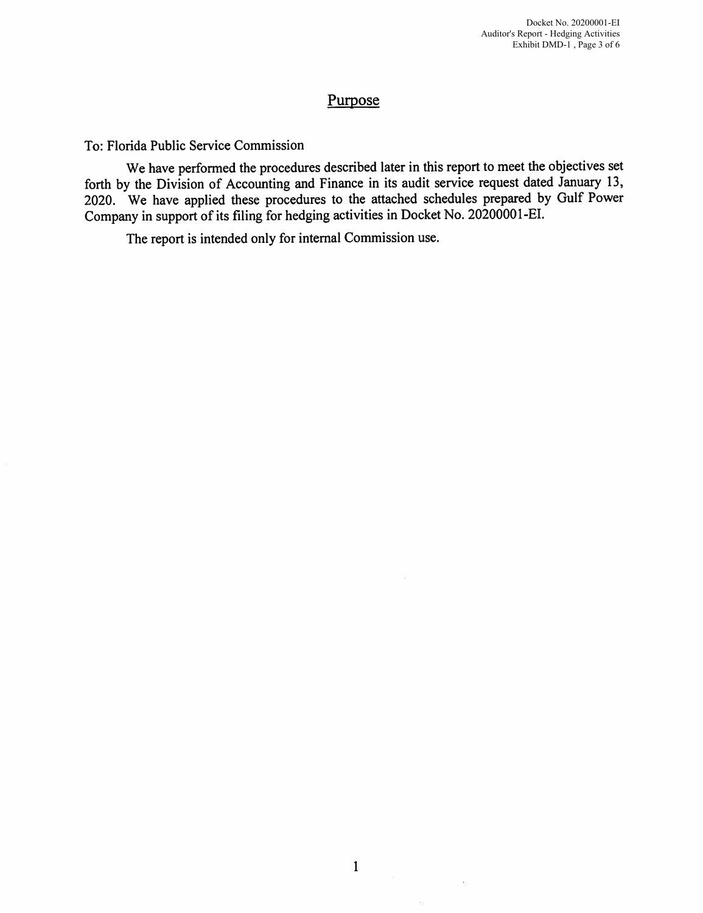## Purpose

To: Florida Public Service Commission

We have performed the procedures described later in this report to meet the objectives set forth by the Division of Accounting and Finance in its audit service request dated January 13, 2020. We have applied these procedures to the attached schedules prepared by Gulf Power Company in support of its filing for hedging activities in Docket No. 20200001-EI.

The report is intended only for internal Commission use.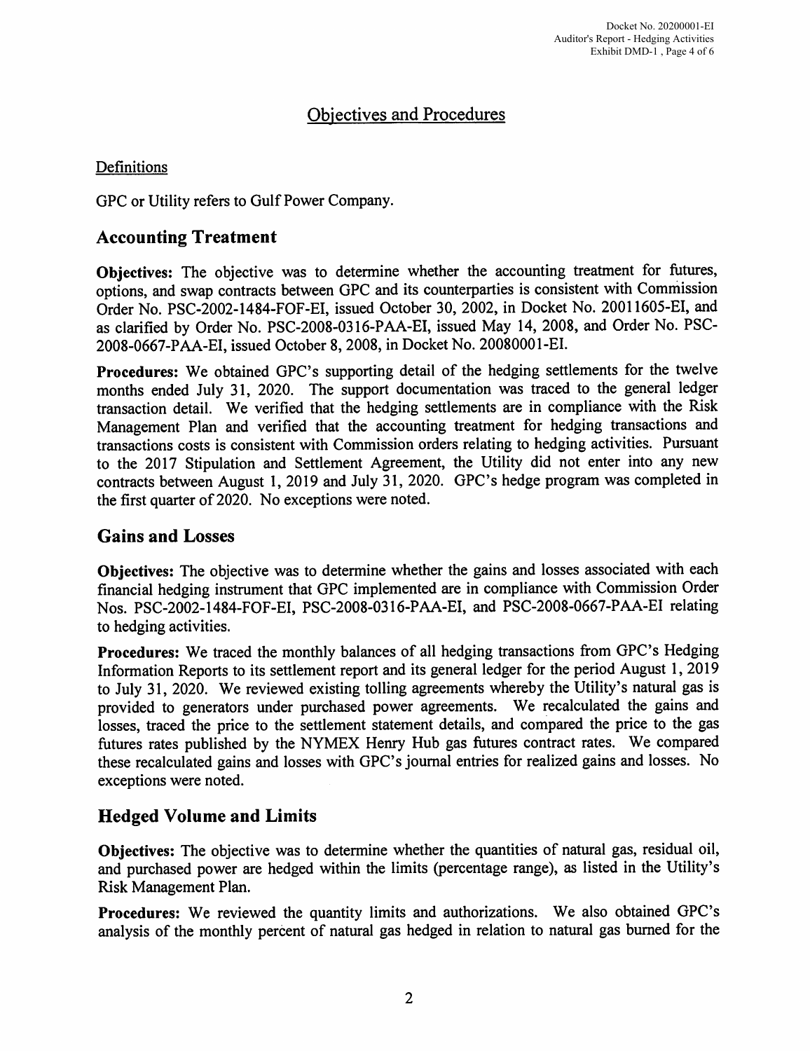# Objectives and Procedures

## Definitions

GPC or Utility refers to Gulf Power Company.

## Accounting Treatment

**Objectives:** The objective was to determine whether the accounting treatment for futures, options, and swap contracts between GPC and its counterparties is consistent with Commission Order No. PSC-2002-1484-FOF-EI, issued October 30, 2002, in Docket No. 20011605-EI, and as clarified by Order No. PSC-2008-0316-PAA-EI, issued May 14, 2008, and Order No. PSC-2008-0667-PAA-EI, issued October 8, 2008, in Docket No. 20080001-EI.

**Procedures:** We obtained GPC's supporting detail of the hedging settlements for the twelve months ended July 31, 2020. The support documentation was traced to the general ledger transaction detail. We verified that the hedging settlements are in compliance with the Risk Management Plan and verified that the accounting treatment for hedging transactions and transactions costs is consistent with Commission orders relating to hedging activities. Pursuant to the 2017 Stipulation and Settlement Agreement, the Utility did not enter into any new contracts between August 1, 2019 and July 31, 2020. GPC's hedge program was completed in the first quarter of 2020. No exceptions were noted.

## Gains and Losses

**Objectives:** The objective was to determine whether the gains and losses associated with each financial hedging instrument that GPC implemented are in compliance with Commission Order Nos. PSC-2002-1484-FOF-EI, PSC-2008-0316-PAA-EI, and PSC-2008-0667-PAA-EI relating to hedging activities.

**Procedures:** We traced the monthly balances of all hedging transactions from GPC's Hedging Information Reports to its settlement report and its general ledger for the period August 1, 2019 to July 31, 2020. We reviewed existing tolling agreements whereby the Utility's natural gas is provided to generators under purchased power agreements. We recalculated the gains and losses, traced the price to the settlement statement details, and compared the price to the gas futures rates published by the NYMEX Henry Hub gas futures contract rates. We compared these recalculated gains and losses with GPC's journal entries for realized gains and losses. No exceptions were noted.

## Hedged Volume and Limits

**Objectives:** The objective was to determine whether the quantities of natural gas, residual oil, and purchased power are hedged within the limits (percentage range), as listed in the Utility's Risk Management Plan.

**Procedures:** We reviewed the quantity limits and authorizations. We also obtained GPC's analysis of the monthly percent of natural gas hedged in relation to natural gas burned for the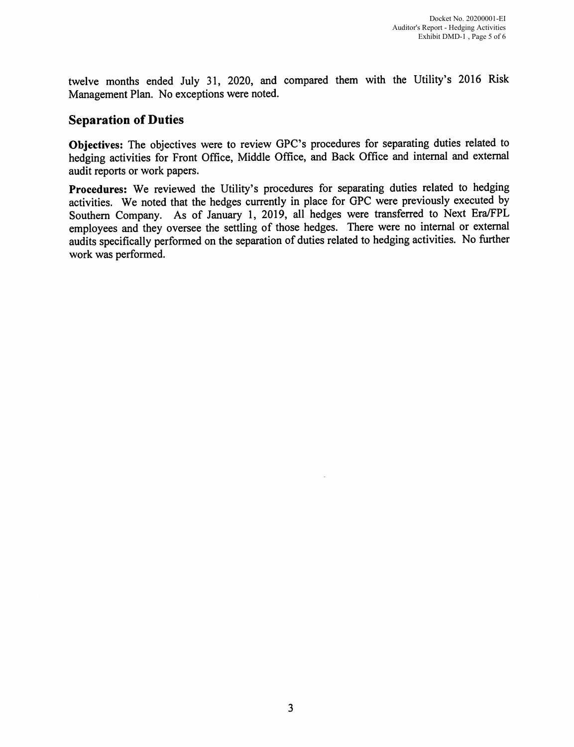twelve months ended July 31, 2020, and compared them with the Utility's 2016 Risk Management Plan. No exceptions were noted.

## Separation of Duties

**Objectives:** The objectives were to review GPC's procedures for separating duties related to hedging activities for Front Office, Middle Office, and Back Office and internal and external audit reports or work papers.

**Procedures:** We reviewed the Utility's procedures for separating duties related to hedging activities. We noted that the hedges currently in place for GPC were previously executed by Southern Company. As of January 1, 2019, all hedges were transferred to Next Era/FPL employees and they oversee the settling of those hedges. There were no internal or external audits specifically performed on the separation of duties related to hedging activities. No further work was performed.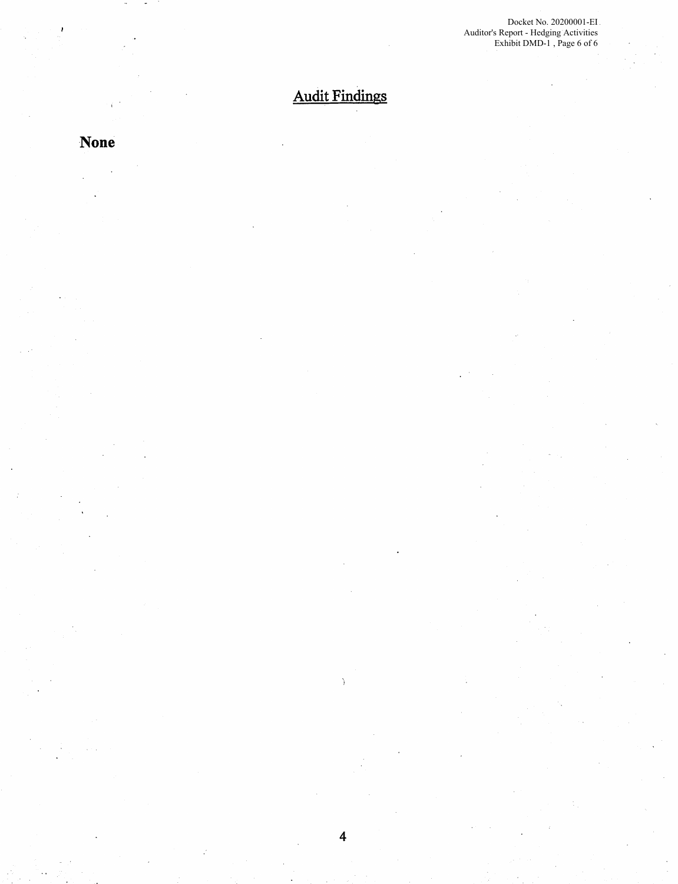# Audit Findings

**None**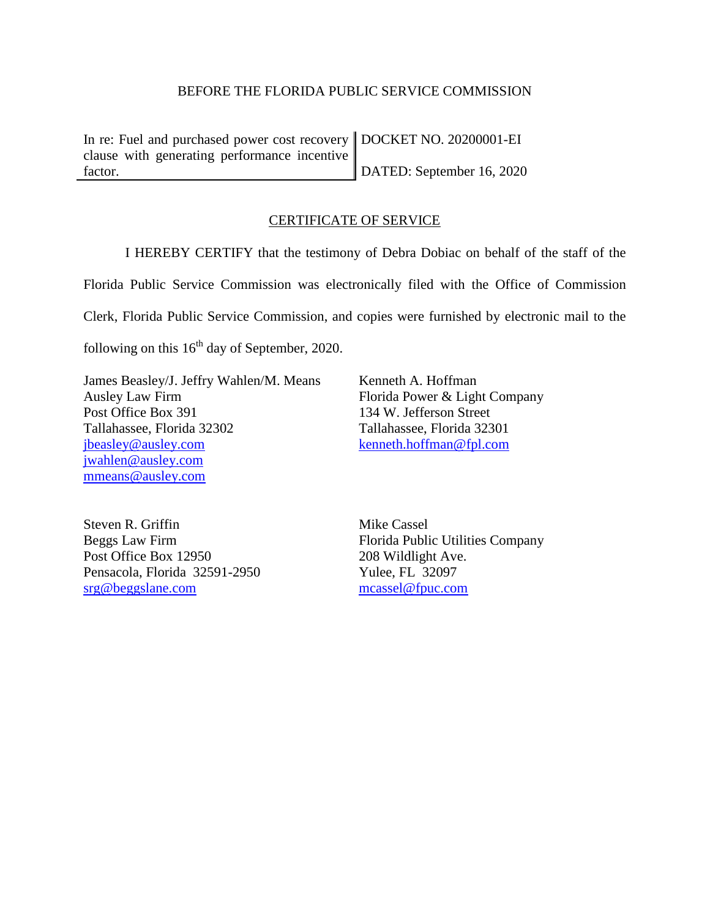BEFORE THE FLORIDA PUBLIC SERVICE COMMISSION

| In re: Fuel and purchased power cost recovery clause with generating performance incentive factor. | DOCKET NO. 20200001-EI<br><br>DATED: September 16, 2020 |
|---|---|

## CERTIFICATE OF SERVICE

I HEREBY CERTIFY that the testimony of Debra Dobiac on behalf of the staff of the Florida Public Service Commission was electronically filed with the Office of Commission Clerk, Florida Public Service Commission, and copies were furnished by electronic mail to the following on this 16th day of September, 2020.

James Beasley/J. Jeffry Wahlen/M. Means
Ausley Law Firm
Post Office Box 391
Tallahassee, Florida 32302
jbeasley@ausley.com
jwahlen@ausley.com
mmeans@ausley.com

Kenneth A. Hoffman
Florida Power & Light Company
134 W. Jefferson Street
Tallahassee, Florida 32301
kenneth.hoffman@fpl.com

Steven R. Griffin
Beggs Law Firm
Post Office Box 12950
Pensacola, Florida 32591-2950
srg@beggslane.com

Mike Cassel
Florida Public Utilities Company
208 Wildlight Ave.
Yulee, FL 32097
mcassel@fpuc.com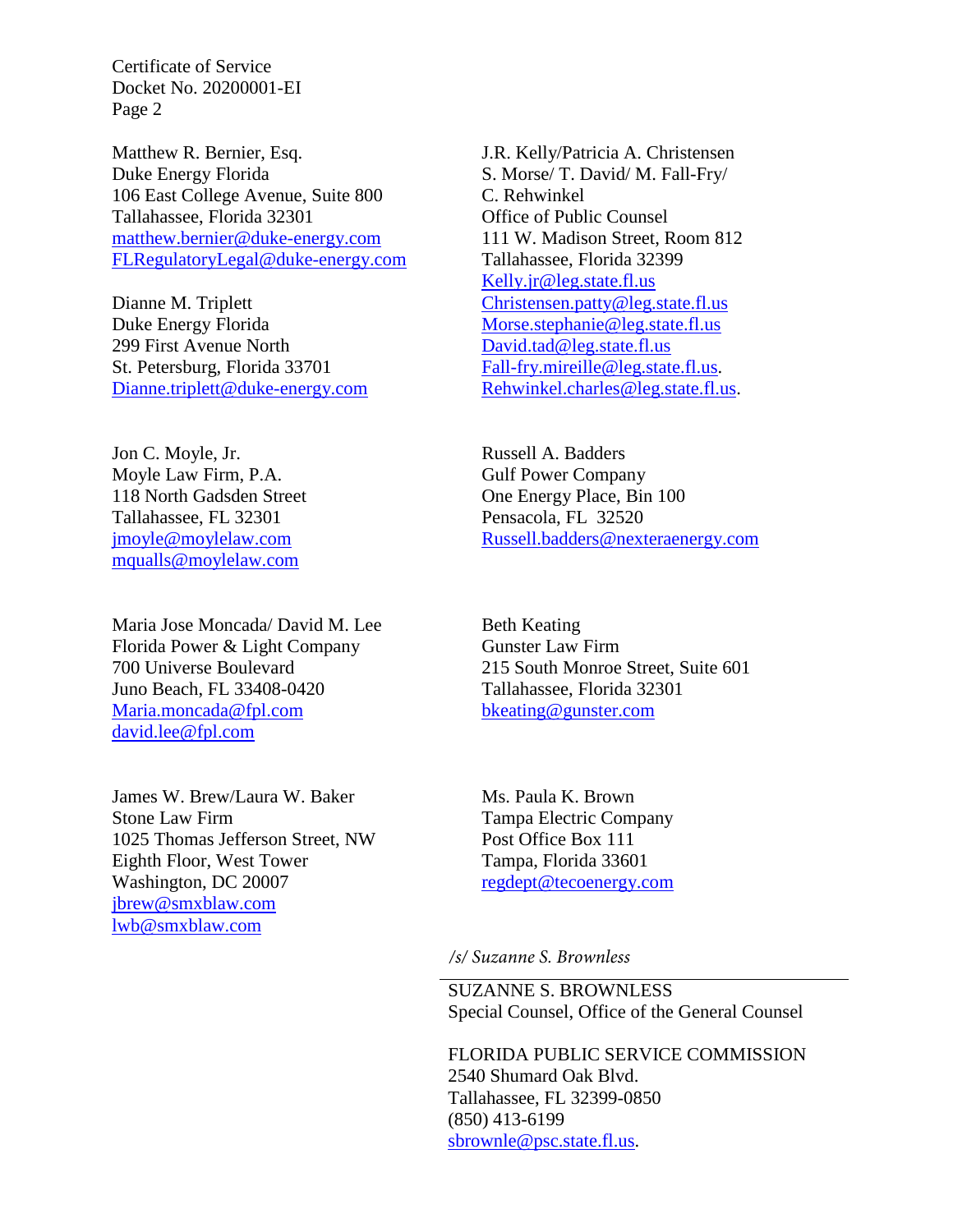Certificate of Service
Docket No. 20200001-EI
Page 2

Matthew R. Bernier, Esq.
Duke Energy Florida
106 East College Avenue, Suite 800
Tallahassee, Florida 32301
matthew.bernier@duke-energy.com
FLRegulatoryLegal@duke-energy.com

Dianne M. Triplett
Duke Energy Florida
299 First Avenue North
St. Petersburg, Florida 33701
Dianne.triplett@duke-energy.com

Jon C. Moyle, Jr.
Moyle Law Firm, P.A.
118 North Gadsden Street
Tallahassee, FL 32301
jmoyle@moylelaw.com
mqualls@moylelaw.com

Maria Jose Moncada/ David M. Lee
Florida Power & Light Company
700 Universe Boulevard
Juno Beach, FL 33408-0420
Maria.moncada@fpl.com
david.lee@fpl.com

James W. Brew/Laura W. Baker
Stone Law Firm
1025 Thomas Jefferson Street, NW
Eighth Floor, West Tower
Washington, DC 20007
jbrew@smxblaw.com
lwb@smxblaw.com

J.R. Kelly/Patricia A. Christensen
S. Morse/ T. David/ M. Fall-Fry/
C. Rehwinkel
Office of Public Counsel
111 W. Madison Street, Room 812
Tallahassee, Florida 32399
Kelly.jr@leg.state.fl.us
Christensen.patty@leg.state.fl.us
Morse.stephanie@leg.state.fl.us
David.tad@leg.state.fl.us
Fall-fry.mireille@leg.state.fl.us.
Rehwinkel.charles@leg.state.fl.us.

Russell A. Badders
Gulf Power Company
One Energy Place, Bin 100
Pensacola, FL 32520
Russell.badders@nexteraenergy.com

Beth Keating
Gunster Law Firm
215 South Monroe Street, Suite 601
Tallahassee, Florida 32301
bkeating@gunster.com

Ms. Paula K. Brown
Tampa Electric Company
Post Office Box 111
Tampa, Florida 33601
regdept@tecoenergy.com

*/s/ Suzanne S. Brownless*

SUZANNE S. BROWNLESS
Special Counsel, Office of the General Counsel

FLORIDA PUBLIC SERVICE COMMISSION
2540 Shumard Oak Blvd.
Tallahassee, FL 32399-0850
(850) 413-6199
sbrownle@psc.state.fl.us.